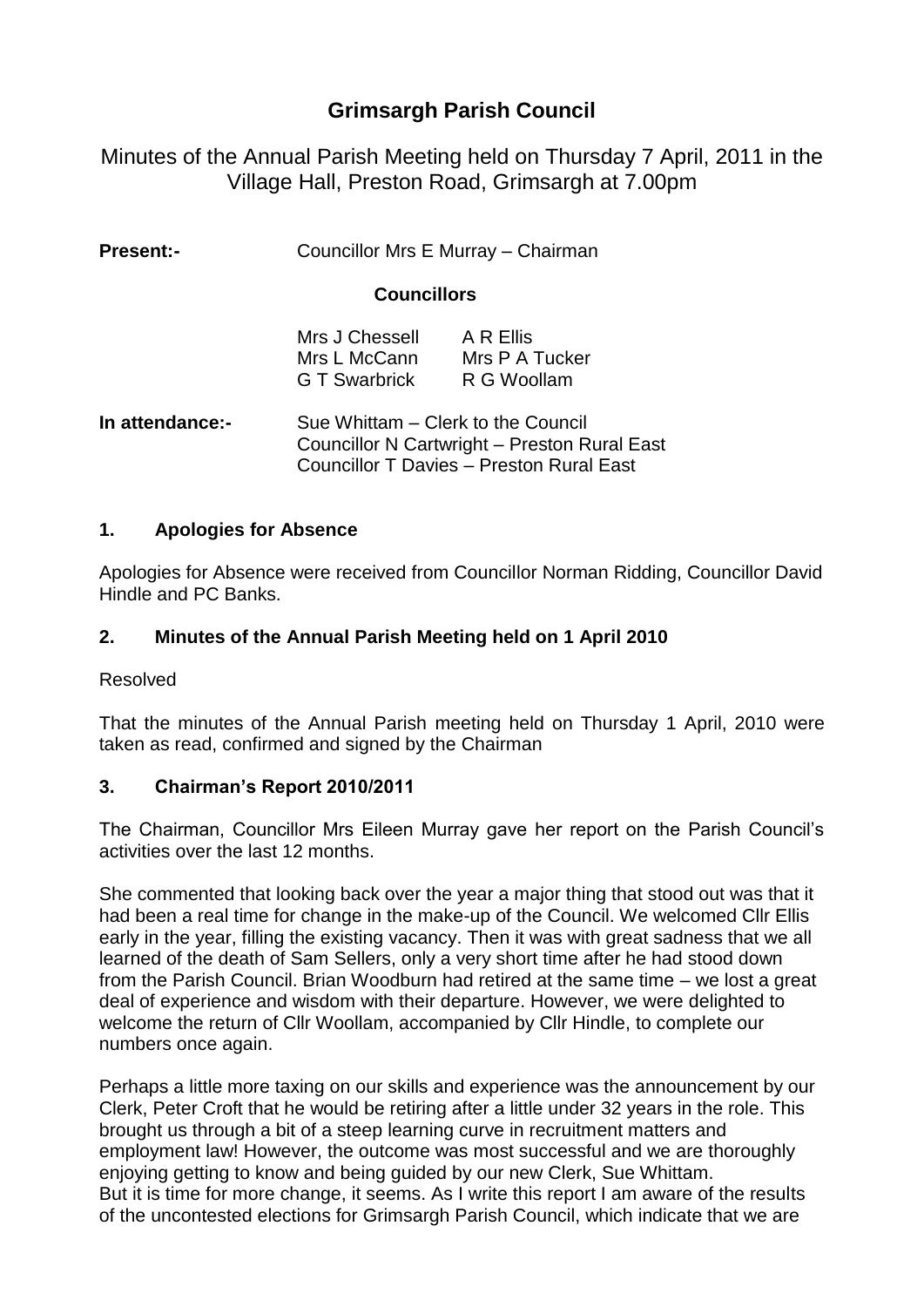# Grimsargh Parish Council

Minutes of the Annual Parish Meeting held on Thursday 7 April, 2011 in the Village Hall, Preston Road, Grimsargh at 7.00pm

**Present:-** Councillor Mrs E Murray – Chairman

**Councillors**

| | |
|---|---|
| Mrs J Chessell | A R Ellis |
| Mrs L McCann | Mrs P A Tucker |
| G T Swarbrick | R G Woollam |

**In attendance:-** Sue Whittam – Clerk to the Council
Councillor N Cartwright – Preston Rural East
Councillor T Davies – Preston Rural East

## 1. Apologies for Absence

Apologies for Absence were received from Councillor Norman Ridding, Councillor David Hindle and PC Banks.

## 2. Minutes of the Annual Parish Meeting held on 1 April 2010

Resolved

That the minutes of the Annual Parish meeting held on Thursday 1 April, 2010 were taken as read, confirmed and signed by the Chairman

## 3. Chairman's Report 2010/2011

The Chairman, Councillor Mrs Eileen Murray gave her report on the Parish Council's activities over the last 12 months.

She commented that looking back over the year a major thing that stood out was that it had been a real time for change in the make-up of the Council. We welcomed Cllr Ellis early in the year, filling the existing vacancy. Then it was with great sadness that we all learned of the death of Sam Sellers, only a very short time after he had stood down from the Parish Council. Brian Woodburn had retired at the same time – we lost a great deal of experience and wisdom with their departure. However, we were delighted to welcome the return of Cllr Woollam, accompanied by Cllr Hindle, to complete our numbers once again.

Perhaps a little more taxing on our skills and experience was the announcement by our Clerk, Peter Croft that he would be retiring after a little under 32 years in the role. This brought us through a bit of a steep learning curve in recruitment matters and employment law! However, the outcome was most successful and we are thoroughly enjoying getting to know and being guided by our new Clerk, Sue Whittam.
But it is time for more change, it seems. As I write this report I am aware of the results of the uncontested elections for Grimsargh Parish Council, which indicate that we are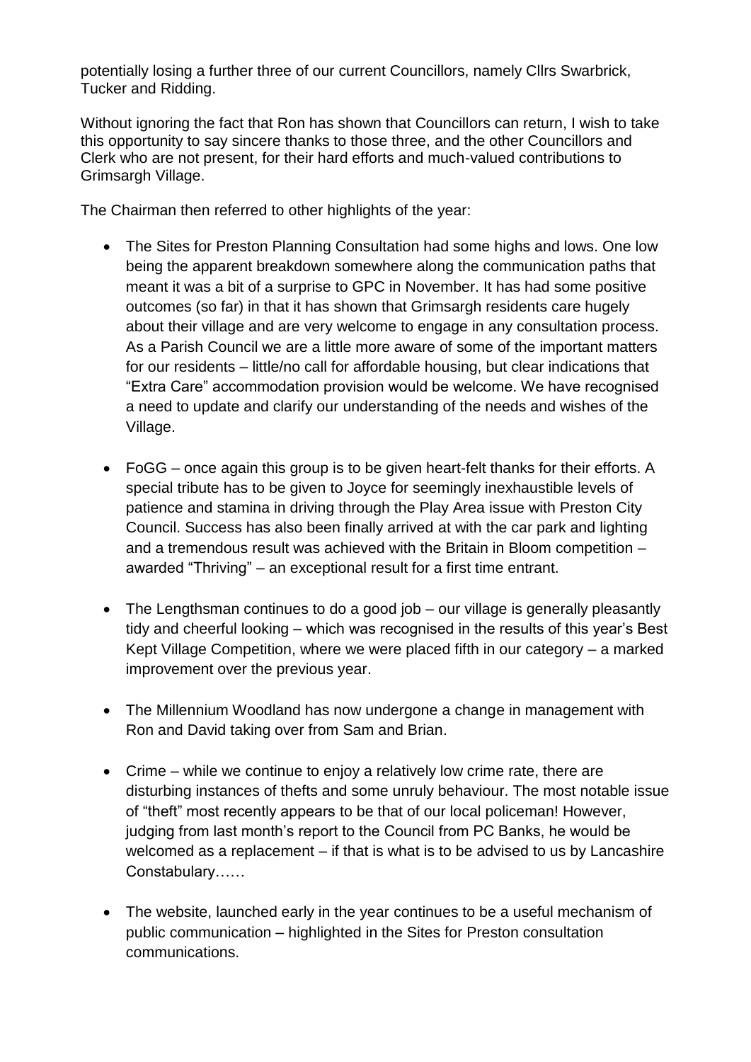potentially losing a further three of our current Councillors, namely Cllrs Swarbrick, Tucker and Ridding.

Without ignoring the fact that Ron has shown that Councillors can return, I wish to take this opportunity to say sincere thanks to those three, and the other Councillors and Clerk who are not present, for their hard efforts and much-valued contributions to Grimsargh Village.

The Chairman then referred to other highlights of the year:

- The Sites for Preston Planning Consultation had some highs and lows. One low being the apparent breakdown somewhere along the communication paths that meant it was a bit of a surprise to GPC in November. It has had some positive outcomes (so far) in that it has shown that Grimsargh residents care hugely about their village and are very welcome to engage in any consultation process. As a Parish Council we are a little more aware of some of the important matters for our residents – little/no call for affordable housing, but clear indications that "Extra Care" accommodation provision would be welcome. We have recognised a need to update and clarify our understanding of the needs and wishes of the Village.

- FoGG – once again this group is to be given heart-felt thanks for their efforts. A special tribute has to be given to Joyce for seemingly inexhaustible levels of patience and stamina in driving through the Play Area issue with Preston City Council. Success has also been finally arrived at with the car park and lighting and a tremendous result was achieved with the Britain in Bloom competition – awarded "Thriving" – an exceptional result for a first time entrant.

- The Lengthsman continues to do a good job – our village is generally pleasantly tidy and cheerful looking – which was recognised in the results of this year's Best Kept Village Competition, where we were placed fifth in our category – a marked improvement over the previous year.

- The Millennium Woodland has now undergone a change in management with Ron and David taking over from Sam and Brian.

- Crime – while we continue to enjoy a relatively low crime rate, there are disturbing instances of thefts and some unruly behaviour. The most notable issue of "theft" most recently appears to be that of our local policeman! However, judging from last month's report to the Council from PC Banks, he would be welcomed as a replacement – if that is what is to be advised to us by Lancashire Constabulary……

- The website, launched early in the year continues to be a useful mechanism of public communication – highlighted in the Sites for Preston consultation communications.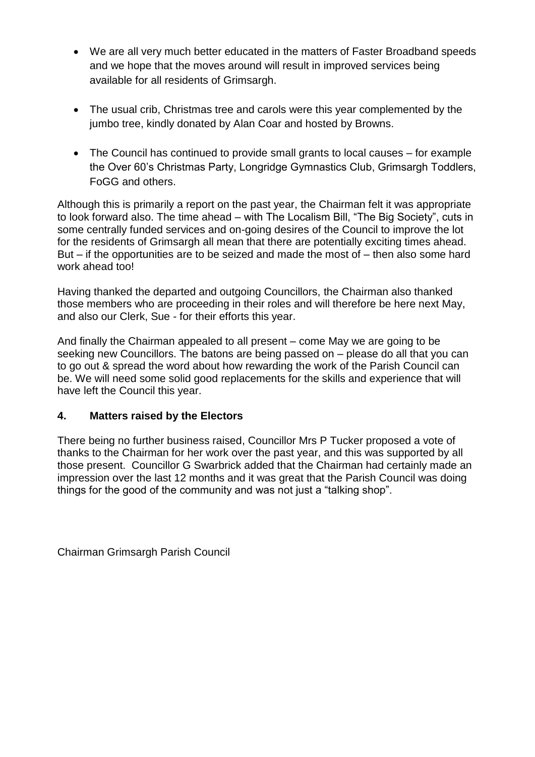- We are all very much better educated in the matters of Faster Broadband speeds and we hope that the moves around will result in improved services being available for all residents of Grimsargh.

- The usual crib, Christmas tree and carols were this year complemented by the jumbo tree, kindly donated by Alan Coar and hosted by Browns.

- The Council has continued to provide small grants to local causes – for example the Over 60's Christmas Party, Longridge Gymnastics Club, Grimsargh Toddlers, FoGG and others.

Although this is primarily a report on the past year, the Chairman felt it was appropriate to look forward also. The time ahead – with The Localism Bill, "The Big Society", cuts in some centrally funded services and on-going desires of the Council to improve the lot for the residents of Grimsargh all mean that there are potentially exciting times ahead. But – if the opportunities are to be seized and made the most of – then also some hard work ahead too!

Having thanked the departed and outgoing Councillors, the Chairman also thanked those members who are proceeding in their roles and will therefore be here next May, and also our Clerk, Sue - for their efforts this year.

And finally the Chairman appealed to all present – come May we are going to be seeking new Councillors. The batons are being passed on – please do all that you can to go out & spread the word about how rewarding the work of the Parish Council can be. We will need some solid good replacements for the skills and experience that will have left the Council this year.

**4. Matters raised by the Electors**

There being no further business raised, Councillor Mrs P Tucker proposed a vote of thanks to the Chairman for her work over the past year, and this was supported by all those present. Councillor G Swarbrick added that the Chairman had certainly made an impression over the last 12 months and it was great that the Parish Council was doing things for the good of the community and was not just a "talking shop".

Chairman Grimsargh Parish Council